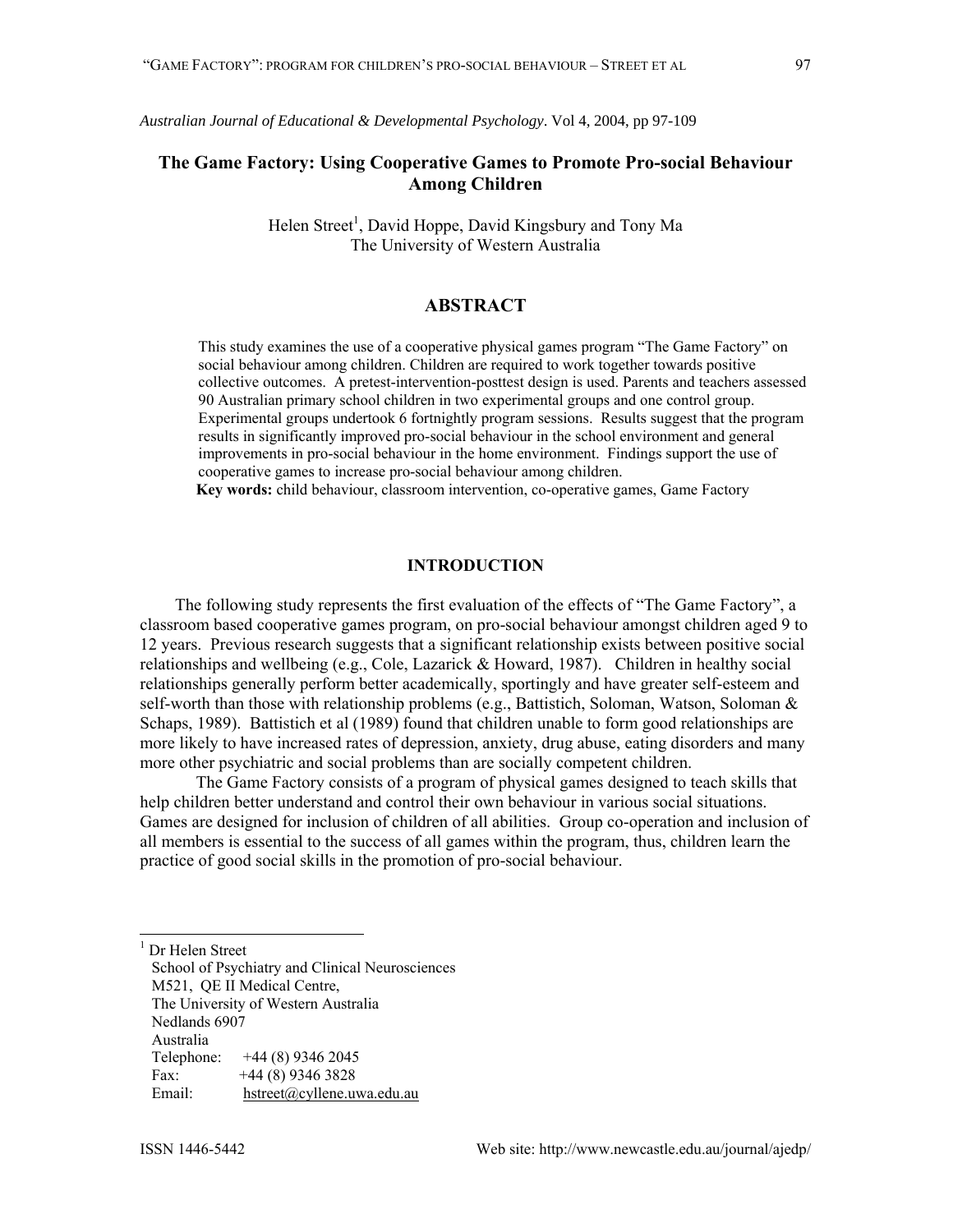*Australian Journal of Educational & Developmental Psychology*. Vol 4, 2004, pp 97-109

# The Game Factory: Using Cooperative Games to Promote Pro-social Behaviour Among Children

Helen Street[1], David Hoppe, David Kingsbury and Tony Ma
The University of Western Australia

## ABSTRACT

This study examines the use of a cooperative physical games program "The Game Factory" on social behaviour among children. Children are required to work together towards positive collective outcomes. A pretest-intervention-posttest design is used. Parents and teachers assessed 90 Australian primary school children in two experimental groups and one control group. Experimental groups undertook 6 fortnightly program sessions. Results suggest that the program results in significantly improved pro-social behaviour in the school environment and general improvements in pro-social behaviour in the home environment. Findings support the use of cooperative games to increase pro-social behaviour among children.

**Key words:** child behaviour, classroom intervention, co-operative games, Game Factory

## INTRODUCTION

The following study represents the first evaluation of the effects of "The Game Factory", a classroom based cooperative games program, on pro-social behaviour amongst children aged 9 to 12 years. Previous research suggests that a significant relationship exists between positive social relationships and wellbeing (e.g., Cole, Lazarick & Howard, 1987). Children in healthy social relationships generally perform better academically, sportingly and have greater self-esteem and self-worth than those with relationship problems (e.g., Battistich, Soloman, Watson, Soloman & Schaps, 1989). Battistich et al (1989) found that children unable to form good relationships are more likely to have increased rates of depression, anxiety, drug abuse, eating disorders and many more other psychiatric and social problems than are socially competent children.

The Game Factory consists of a program of physical games designed to teach skills that help children better understand and control their own behaviour in various social situations. Games are designed for inclusion of children of all abilities. Group co-operation and inclusion of all members is essential to the success of all games within the program, thus, children learn the practice of good social skills in the promotion of pro-social behaviour.

---

[1] Dr Helen Street
School of Psychiatry and Clinical Neurosciences
M521, QE II Medical Centre,
The University of Western Australia
Nedlands 6907
Australia
Telephone: +44 (8) 9346 2045
Fax: +44 (8) 9346 3828
Email: hstreet@cyllene.uwa.edu.au

ISSN 1446-5442

Web site: http://www.newcastle.edu.au/journal/ajedp/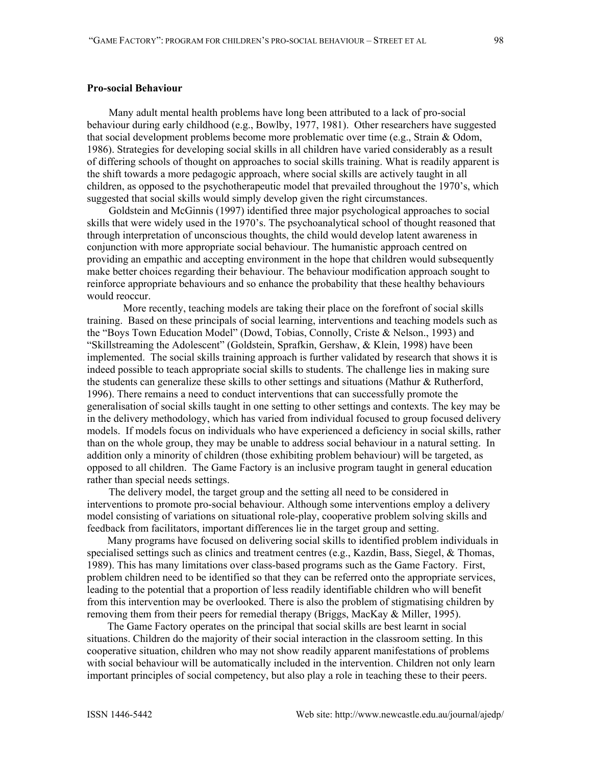**Pro-social Behaviour**

Many adult mental health problems have long been attributed to a lack of pro-social behaviour during early childhood (e.g., Bowlby, 1977, 1981). Other researchers have suggested that social development problems become more problematic over time (e.g., Strain & Odom, 1986). Strategies for developing social skills in all children have varied considerably as a result of differing schools of thought on approaches to social skills training. What is readily apparent is the shift towards a more pedagogic approach, where social skills are actively taught in all children, as opposed to the psychotherapeutic model that prevailed throughout the 1970's, which suggested that social skills would simply develop given the right circumstances.

Goldstein and McGinnis (1997) identified three major psychological approaches to social skills that were widely used in the 1970's. The psychoanalytical school of thought reasoned that through interpretation of unconscious thoughts, the child would develop latent awareness in conjunction with more appropriate social behaviour. The humanistic approach centred on providing an empathic and accepting environment in the hope that children would subsequently make better choices regarding their behaviour. The behaviour modification approach sought to reinforce appropriate behaviours and so enhance the probability that these healthy behaviours would reoccur.

More recently, teaching models are taking their place on the forefront of social skills training. Based on these principals of social learning, interventions and teaching models such as the "Boys Town Education Model" (Dowd, Tobias, Connolly, Criste & Nelson., 1993) and "Skillstreaming the Adolescent" (Goldstein, Sprafkin, Gershaw, & Klein, 1998) have been implemented. The social skills training approach is further validated by research that shows it is indeed possible to teach appropriate social skills to students. The challenge lies in making sure the students can generalize these skills to other settings and situations (Mathur & Rutherford, 1996). There remains a need to conduct interventions that can successfully promote the generalisation of social skills taught in one setting to other settings and contexts. The key may be in the delivery methodology, which has varied from individual focused to group focused delivery models. If models focus on individuals who have experienced a deficiency in social skills, rather than on the whole group, they may be unable to address social behaviour in a natural setting. In addition only a minority of children (those exhibiting problem behaviour) will be targeted, as opposed to all children. The Game Factory is an inclusive program taught in general education rather than special needs settings.

The delivery model, the target group and the setting all need to be considered in interventions to promote pro-social behaviour. Although some interventions employ a delivery model consisting of variations on situational role-play, cooperative problem solving skills and feedback from facilitators, important differences lie in the target group and setting.

Many programs have focused on delivering social skills to identified problem individuals in specialised settings such as clinics and treatment centres (e.g., Kazdin, Bass, Siegel, & Thomas, 1989). This has many limitations over class-based programs such as the Game Factory. First, problem children need to be identified so that they can be referred onto the appropriate services, leading to the potential that a proportion of less readily identifiable children who will benefit from this intervention may be overlooked. There is also the problem of stigmatising children by removing them from their peers for remedial therapy (Briggs, MacKay & Miller, 1995).

The Game Factory operates on the principal that social skills are best learnt in social situations. Children do the majority of their social interaction in the classroom setting. In this cooperative situation, children who may not show readily apparent manifestations of problems with social behaviour will be automatically included in the intervention. Children not only learn important principles of social competency, but also play a role in teaching these to their peers.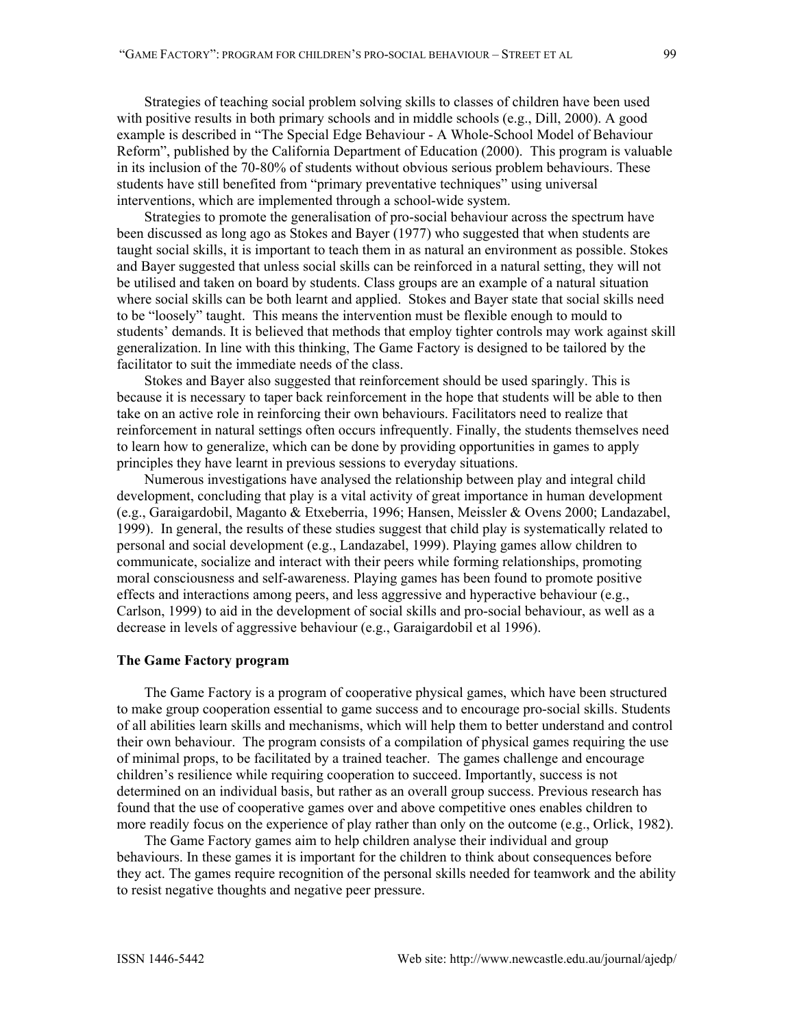Strategies of teaching social problem solving skills to classes of children have been used with positive results in both primary schools and in middle schools (e.g., Dill, 2000). A good example is described in "The Special Edge Behaviour - A Whole-School Model of Behaviour Reform", published by the California Department of Education (2000). This program is valuable in its inclusion of the 70-80% of students without obvious serious problem behaviours. These students have still benefited from "primary preventative techniques" using universal interventions, which are implemented through a school-wide system.

Strategies to promote the generalisation of pro-social behaviour across the spectrum have been discussed as long ago as Stokes and Bayer (1977) who suggested that when students are taught social skills, it is important to teach them in as natural an environment as possible. Stokes and Bayer suggested that unless social skills can be reinforced in a natural setting, they will not be utilised and taken on board by students. Class groups are an example of a natural situation where social skills can be both learnt and applied. Stokes and Bayer state that social skills need to be "loosely" taught. This means the intervention must be flexible enough to mould to students' demands. It is believed that methods that employ tighter controls may work against skill generalization. In line with this thinking, The Game Factory is designed to be tailored by the facilitator to suit the immediate needs of the class.

Stokes and Bayer also suggested that reinforcement should be used sparingly. This is because it is necessary to taper back reinforcement in the hope that students will be able to then take on an active role in reinforcing their own behaviours. Facilitators need to realize that reinforcement in natural settings often occurs infrequently. Finally, the students themselves need to learn how to generalize, which can be done by providing opportunities in games to apply principles they have learnt in previous sessions to everyday situations.

Numerous investigations have analysed the relationship between play and integral child development, concluding that play is a vital activity of great importance in human development (e.g., Garaigardobil, Maganto & Etxeberria, 1996; Hansen, Meissler & Ovens 2000; Landazabel, 1999). In general, the results of these studies suggest that child play is systematically related to personal and social development (e.g., Landazabel, 1999). Playing games allow children to communicate, socialize and interact with their peers while forming relationships, promoting moral consciousness and self-awareness. Playing games has been found to promote positive effects and interactions among peers, and less aggressive and hyperactive behaviour (e.g., Carlson, 1999) to aid in the development of social skills and pro-social behaviour, as well as a decrease in levels of aggressive behaviour (e.g., Garaigardobil et al 1996).

### The Game Factory program

The Game Factory is a program of cooperative physical games, which have been structured to make group cooperation essential to game success and to encourage pro-social skills. Students of all abilities learn skills and mechanisms, which will help them to better understand and control their own behaviour. The program consists of a compilation of physical games requiring the use of minimal props, to be facilitated by a trained teacher. The games challenge and encourage children's resilience while requiring cooperation to succeed. Importantly, success is not determined on an individual basis, but rather as an overall group success. Previous research has found that the use of cooperative games over and above competitive ones enables children to more readily focus on the experience of play rather than only on the outcome (e.g., Orlick, 1982).

The Game Factory games aim to help children analyse their individual and group behaviours. In these games it is important for the children to think about consequences before they act. The games require recognition of the personal skills needed for teamwork and the ability to resist negative thoughts and negative peer pressure.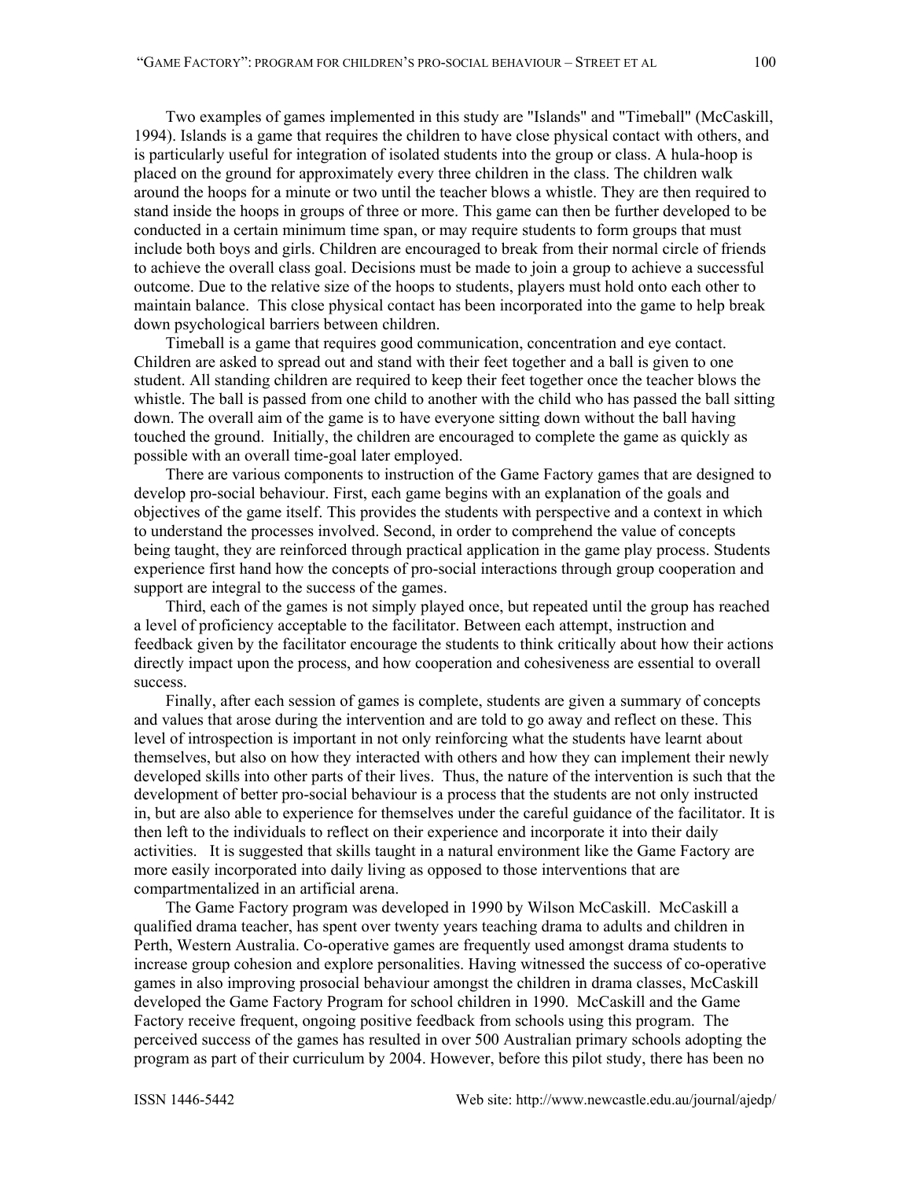Two examples of games implemented in this study are "Islands" and "Timeball" (McCaskill, 1994). Islands is a game that requires the children to have close physical contact with others, and is particularly useful for integration of isolated students into the group or class. A hula-hoop is placed on the ground for approximately every three children in the class. The children walk around the hoops for a minute or two until the teacher blows a whistle. They are then required to stand inside the hoops in groups of three or more. This game can then be further developed to be conducted in a certain minimum time span, or may require students to form groups that must include both boys and girls. Children are encouraged to break from their normal circle of friends to achieve the overall class goal. Decisions must be made to join a group to achieve a successful outcome. Due to the relative size of the hoops to students, players must hold onto each other to maintain balance. This close physical contact has been incorporated into the game to help break down psychological barriers between children.

Timeball is a game that requires good communication, concentration and eye contact. Children are asked to spread out and stand with their feet together and a ball is given to one student. All standing children are required to keep their feet together once the teacher blows the whistle. The ball is passed from one child to another with the child who has passed the ball sitting down. The overall aim of the game is to have everyone sitting down without the ball having touched the ground. Initially, the children are encouraged to complete the game as quickly as possible with an overall time-goal later employed.

There are various components to instruction of the Game Factory games that are designed to develop pro-social behaviour. First, each game begins with an explanation of the goals and objectives of the game itself. This provides the students with perspective and a context in which to understand the processes involved. Second, in order to comprehend the value of concepts being taught, they are reinforced through practical application in the game play process. Students experience first hand how the concepts of pro-social interactions through group cooperation and support are integral to the success of the games.

Third, each of the games is not simply played once, but repeated until the group has reached a level of proficiency acceptable to the facilitator. Between each attempt, instruction and feedback given by the facilitator encourage the students to think critically about how their actions directly impact upon the process, and how cooperation and cohesiveness are essential to overall success.

Finally, after each session of games is complete, students are given a summary of concepts and values that arose during the intervention and are told to go away and reflect on these. This level of introspection is important in not only reinforcing what the students have learnt about themselves, but also on how they interacted with others and how they can implement their newly developed skills into other parts of their lives. Thus, the nature of the intervention is such that the development of better pro-social behaviour is a process that the students are not only instructed in, but are also able to experience for themselves under the careful guidance of the facilitator. It is then left to the individuals to reflect on their experience and incorporate it into their daily activities. It is suggested that skills taught in a natural environment like the Game Factory are more easily incorporated into daily living as opposed to those interventions that are compartmentalized in an artificial arena.

The Game Factory program was developed in 1990 by Wilson McCaskill. McCaskill a qualified drama teacher, has spent over twenty years teaching drama to adults and children in Perth, Western Australia. Co-operative games are frequently used amongst drama students to increase group cohesion and explore personalities. Having witnessed the success of co-operative games in also improving prosocial behaviour amongst the children in drama classes, McCaskill developed the Game Factory Program for school children in 1990. McCaskill and the Game Factory receive frequent, ongoing positive feedback from schools using this program. The perceived success of the games has resulted in over 500 Australian primary schools adopting the program as part of their curriculum by 2004. However, before this pilot study, there has been no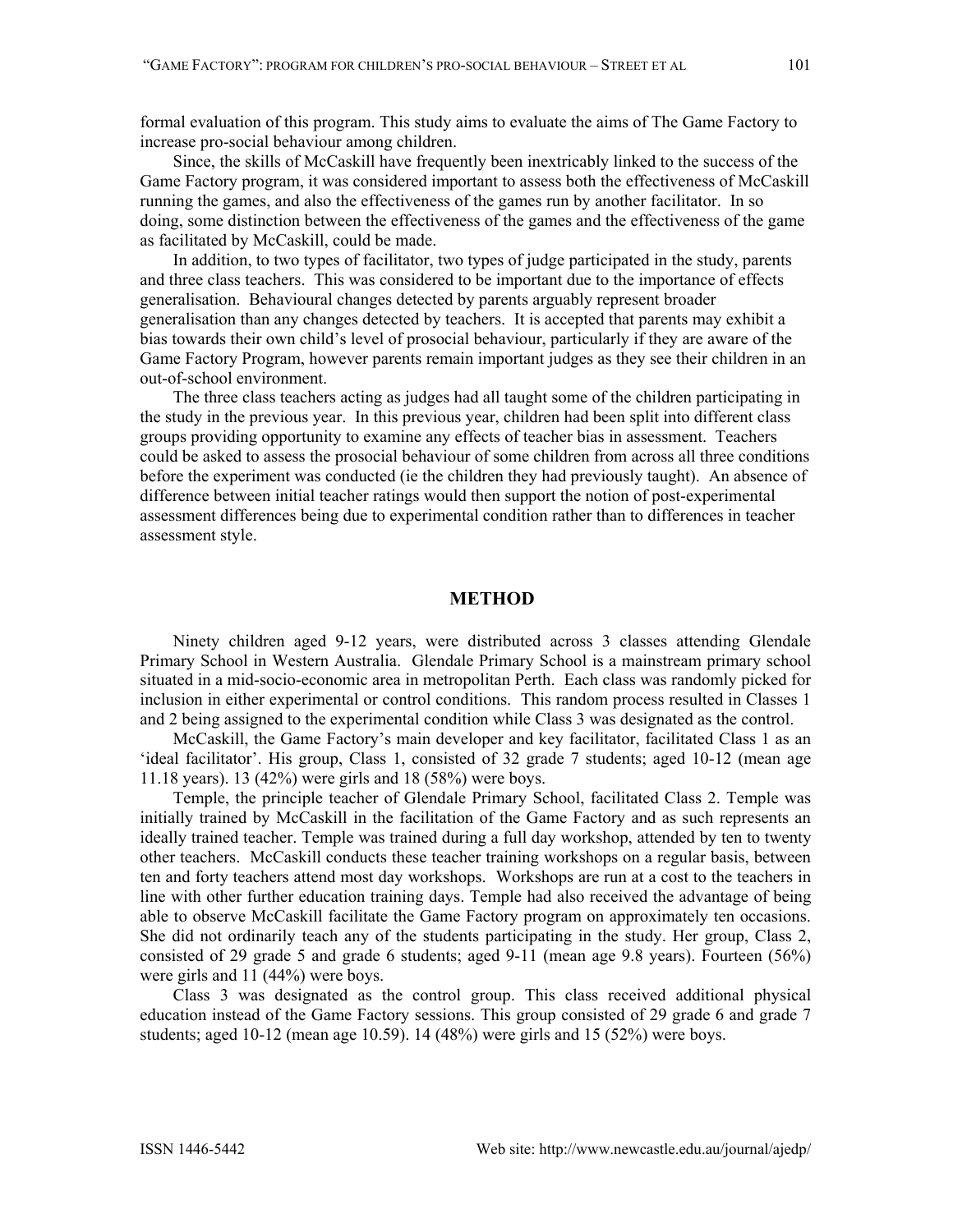formal evaluation of this program. This study aims to evaluate the aims of The Game Factory to increase pro-social behaviour among children.

Since, the skills of McCaskill have frequently been inextricably linked to the success of the Game Factory program, it was considered important to assess both the effectiveness of McCaskill running the games, and also the effectiveness of the games run by another facilitator. In so doing, some distinction between the effectiveness of the games and the effectiveness of the game as facilitated by McCaskill, could be made.

In addition, to two types of facilitator, two types of judge participated in the study, parents and three class teachers. This was considered to be important due to the importance of effects generalisation. Behavioural changes detected by parents arguably represent broader generalisation than any changes detected by teachers. It is accepted that parents may exhibit a bias towards their own child's level of prosocial behaviour, particularly if they are aware of the Game Factory Program, however parents remain important judges as they see their children in an out-of-school environment.

The three class teachers acting as judges had all taught some of the children participating in the study in the previous year. In this previous year, children had been split into different class groups providing opportunity to examine any effects of teacher bias in assessment. Teachers could be asked to assess the prosocial behaviour of some children from across all three conditions before the experiment was conducted (ie the children they had previously taught). An absence of difference between initial teacher ratings would then support the notion of post-experimental assessment differences being due to experimental condition rather than to differences in teacher assessment style.

## METHOD

Ninety children aged 9-12 years, were distributed across 3 classes attending Glendale Primary School in Western Australia. Glendale Primary School is a mainstream primary school situated in a mid-socio-economic area in metropolitan Perth. Each class was randomly picked for inclusion in either experimental or control conditions. This random process resulted in Classes 1 and 2 being assigned to the experimental condition while Class 3 was designated as the control.

McCaskill, the Game Factory's main developer and key facilitator, facilitated Class 1 as an 'ideal facilitator'. His group, Class 1, consisted of 32 grade 7 students; aged 10-12 (mean age 11.18 years). 13 (42%) were girls and 18 (58%) were boys.

Temple, the principle teacher of Glendale Primary School, facilitated Class 2. Temple was initially trained by McCaskill in the facilitation of the Game Factory and as such represents an ideally trained teacher. Temple was trained during a full day workshop, attended by ten to twenty other teachers. McCaskill conducts these teacher training workshops on a regular basis, between ten and forty teachers attend most day workshops. Workshops are run at a cost to the teachers in line with other further education training days. Temple had also received the advantage of being able to observe McCaskill facilitate the Game Factory program on approximately ten occasions. She did not ordinarily teach any of the students participating in the study. Her group, Class 2, consisted of 29 grade 5 and grade 6 students; aged 9-11 (mean age 9.8 years). Fourteen (56%) were girls and 11 (44%) were boys.

Class 3 was designated as the control group. This class received additional physical education instead of the Game Factory sessions. This group consisted of 29 grade 6 and grade 7 students; aged 10-12 (mean age 10.59). 14 (48%) were girls and 15 (52%) were boys.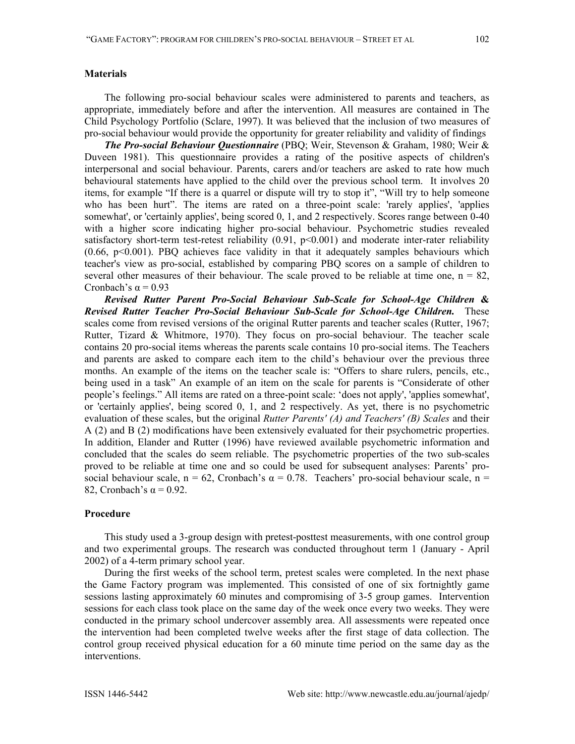### Materials

The following pro-social behaviour scales were administered to parents and teachers, as appropriate, immediately before and after the intervention. All measures are contained in The Child Psychology Portfolio (Sclare, 1997). It was believed that the inclusion of two measures of pro-social behaviour would provide the opportunity for greater reliability and validity of findings

***The Pro-social Behaviour Questionnaire*** (PBQ; Weir, Stevenson & Graham, 1980; Weir & Duveen 1981). This questionnaire provides a rating of the positive aspects of children's interpersonal and social behaviour. Parents, carers and/or teachers are asked to rate how much behavioural statements have applied to the child over the previous school term. It involves 20 items, for example "If there is a quarrel or dispute will try to stop it", "Will try to help someone who has been hurt". The items are rated on a three-point scale: 'rarely applies', 'applies somewhat', or 'certainly applies', being scored 0, 1, and 2 respectively. Scores range between 0-40 with a higher score indicating higher pro-social behaviour. Psychometric studies revealed satisfactory short-term test-retest reliability (0.91, $p<0.001$) and moderate inter-rater reliability (0.66, $p<0.001$). PBQ achieves face validity in that it adequately samples behaviours which teacher's view as pro-social, established by comparing PBQ scores on a sample of children to several other measures of their behaviour. The scale proved to be reliable at time one, $n = 82$, Cronbach's $\alpha = 0.93$

***Revised Rutter Parent Pro-Social Behaviour Sub-Scale for School-Age Children* & *Revised Rutter Teacher Pro-Social Behaviour Sub-Scale for School-Age Children.*** These scales come from revised versions of the original Rutter parents and teacher scales (Rutter, 1967; Rutter, Tizard & Whitmore, 1970). They focus on pro-social behaviour. The teacher scale contains 20 pro-social items whereas the parents scale contains 10 pro-social items. The Teachers and parents are asked to compare each item to the child's behaviour over the previous three months. An example of the items on the teacher scale is: "Offers to share rulers, pencils, etc., being used in a task" An example of an item on the scale for parents is "Considerate of other people's feelings." All items are rated on a three-point scale: 'does not apply', 'applies somewhat', or 'certainly applies', being scored 0, 1, and 2 respectively. As yet, there is no psychometric evaluation of these scales, but the original *Rutter Parents' (A) and Teachers' (B) Scales* and their A (2) and B (2) modifications have been extensively evaluated for their psychometric properties. In addition, Elander and Rutter (1996) have reviewed available psychometric information and concluded that the scales do seem reliable. The psychometric properties of the two sub-scales proved to be reliable at time one and so could be used for subsequent analyses: Parents' pro-social behaviour scale, $n = 62$, Cronbach's $\alpha = 0.78$. Teachers' pro-social behaviour scale, $n = 82$, Cronbach's $\alpha = 0.92$.

### Procedure

This study used a 3-group design with pretest-posttest measurements, with one control group and two experimental groups. The research was conducted throughout term 1 (January - April 2002) of a 4-term primary school year.

During the first weeks of the school term, pretest scales were completed. In the next phase the Game Factory program was implemented. This consisted of one of six fortnightly game sessions lasting approximately 60 minutes and compromising of 3-5 group games. Intervention sessions for each class took place on the same day of the week once every two weeks. They were conducted in the primary school undercover assembly area. All assessments were repeated once the intervention had been completed twelve weeks after the first stage of data collection. The control group received physical education for a 60 minute time period on the same day as the interventions.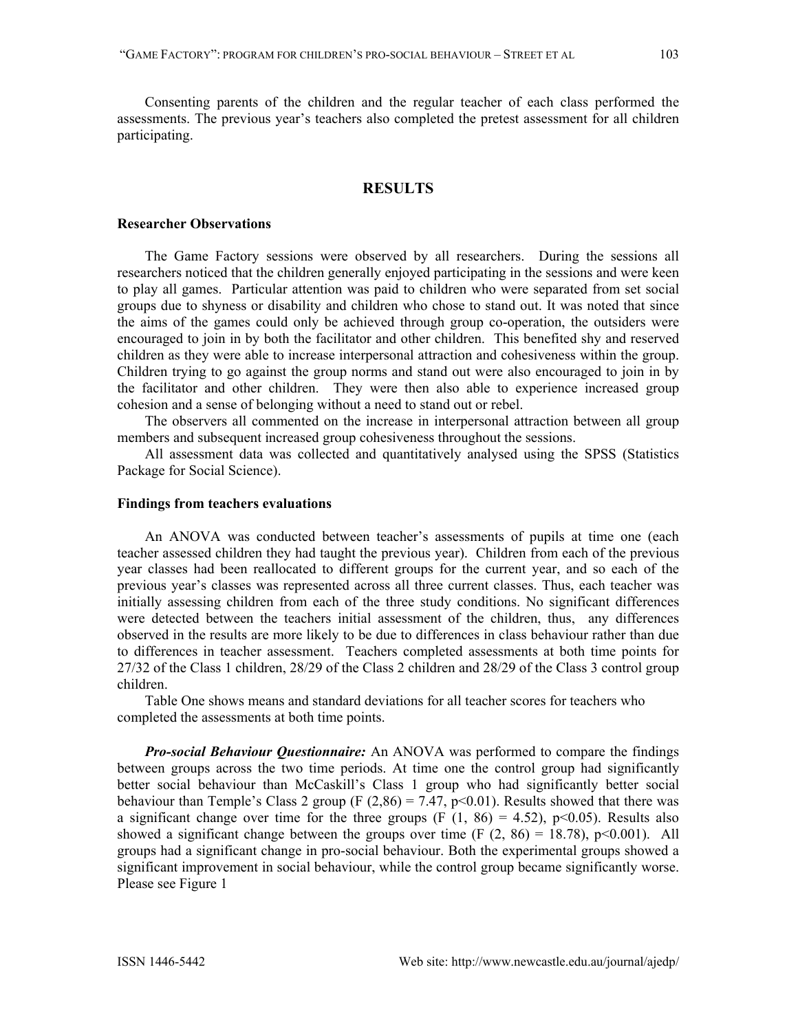Consenting parents of the children and the regular teacher of each class performed the assessments. The previous year's teachers also completed the pretest assessment for all children participating.

## RESULTS

### Researcher Observations

The Game Factory sessions were observed by all researchers. During the sessions all researchers noticed that the children generally enjoyed participating in the sessions and were keen to play all games. Particular attention was paid to children who were separated from set social groups due to shyness or disability and children who chose to stand out. It was noted that since the aims of the games could only be achieved through group co-operation, the outsiders were encouraged to join in by both the facilitator and other children. This benefited shy and reserved children as they were able to increase interpersonal attraction and cohesiveness within the group. Children trying to go against the group norms and stand out were also encouraged to join in by the facilitator and other children. They were then also able to experience increased group cohesion and a sense of belonging without a need to stand out or rebel.

The observers all commented on the increase in interpersonal attraction between all group members and subsequent increased group cohesiveness throughout the sessions.

All assessment data was collected and quantitatively analysed using the SPSS (Statistics Package for Social Science).

### Findings from teachers evaluations

An ANOVA was conducted between teacher's assessments of pupils at time one (each teacher assessed children they had taught the previous year). Children from each of the previous year classes had been reallocated to different groups for the current year, and so each of the previous year's classes was represented across all three current classes. Thus, each teacher was initially assessing children from each of the three study conditions. No significant differences were detected between the teachers initial assessment of the children, thus, any differences observed in the results are more likely to be due to differences in class behaviour rather than due to differences in teacher assessment. Teachers completed assessments at both time points for 27/32 of the Class 1 children, 28/29 of the Class 2 children and 28/29 of the Class 3 control group children.

Table One shows means and standard deviations for all teacher scores for teachers who completed the assessments at both time points.

***Pro-social Behaviour Questionnaire:*** An ANOVA was performed to compare the findings between groups across the two time periods. At time one the control group had significantly better social behaviour than McCaskill's Class 1 group who had significantly better social behaviour than Temple's Class 2 group ($F(2,86) = 7.47$, $p<0.01$). Results showed that there was a significant change over time for the three groups ($F(1, 86) = 4.52$), $p<0.05$). Results also showed a significant change between the groups over time ($F(2, 86) = 18.78$), $p<0.001$). All groups had a significant change in pro-social behaviour. Both the experimental groups showed a significant improvement in social behaviour, while the control group became significantly worse. Please see Figure 1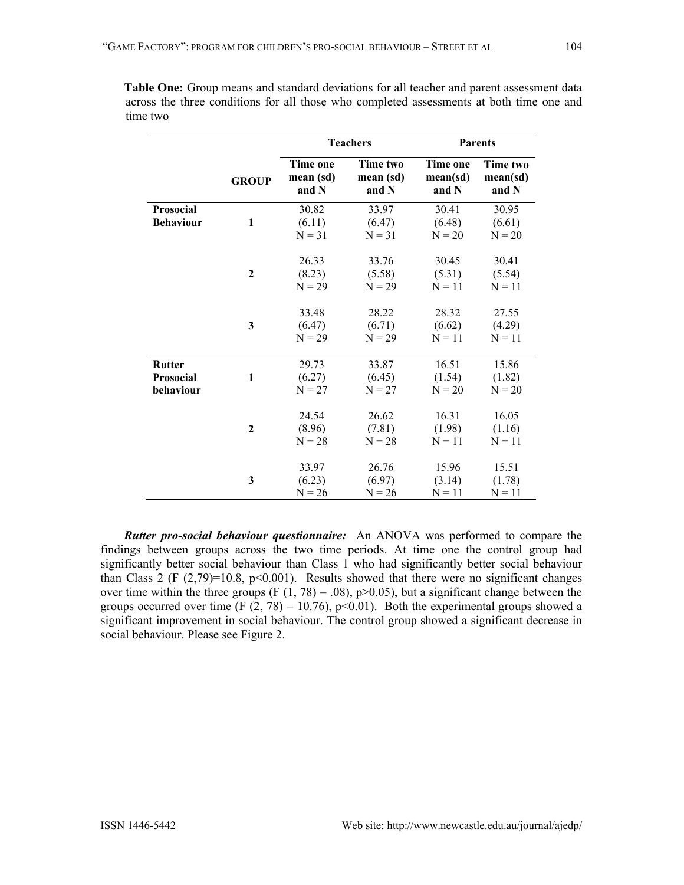**Table One:** Group means and standard deviations for all teacher and parent assessment data across the three conditions for all those who completed assessments at both time one and time two

| | GROUP | Teachers | | Parents | |
|---|---|---|---|---|---|
| | | Time one mean (sd) and N | Time two mean (sd) and N | Time one mean(sd) and N | Time two mean(sd) and N |
| **Prosocial Behaviour** | **1** | 30.82 (6.11) N = 31 | 33.97 (6.47) N = 31 | 30.41 (6.48) N = 20 | 30.95 (6.61) N = 20 |
| | **2** | 26.33 (8.23) N = 29 | 33.76 (5.58) N = 29 | 30.45 (5.31) N = 11 | 30.41 (5.54) N = 11 |
| | **3** | 33.48 (6.47) N = 29 | 28.22 (6.71) N = 29 | 28.32 (6.62) N = 11 | 27.55 (4.29) N = 11 |
| **Rutter Prosocial behaviour** | **1** | 29.73 (6.27) N = 27 | 33.87 (6.45) N = 27 | 16.51 (1.54) N = 20 | 15.86 (1.82) N = 20 |
| | **2** | 24.54 (8.96) N = 28 | 26.62 (7.81) N = 28 | 16.31 (1.98) N = 11 | 16.05 (1.16) N = 11 |
| | **3** | 33.97 (6.23) N = 26 | 26.76 (6.97) N = 26 | 15.96 (3.14) N = 11 | 15.51 (1.78) N = 11 |

***Rutter pro-social behaviour questionnaire:*** An ANOVA was performed to compare the findings between groups across the two time periods. At time one the control group had significantly better social behaviour than Class 1 who had significantly better social behaviour than Class 2 ($F(2,79)=10.8$, $p<0.001$). Results showed that there were no significant changes over time within the three groups ($F(1, 78) = .08$), $p>0.05$), but a significant change between the groups occurred over time ($F(2, 78) = 10.76$), $p<0.01$). Both the experimental groups showed a significant improvement in social behaviour. The control group showed a significant decrease in social behaviour. Please see Figure 2.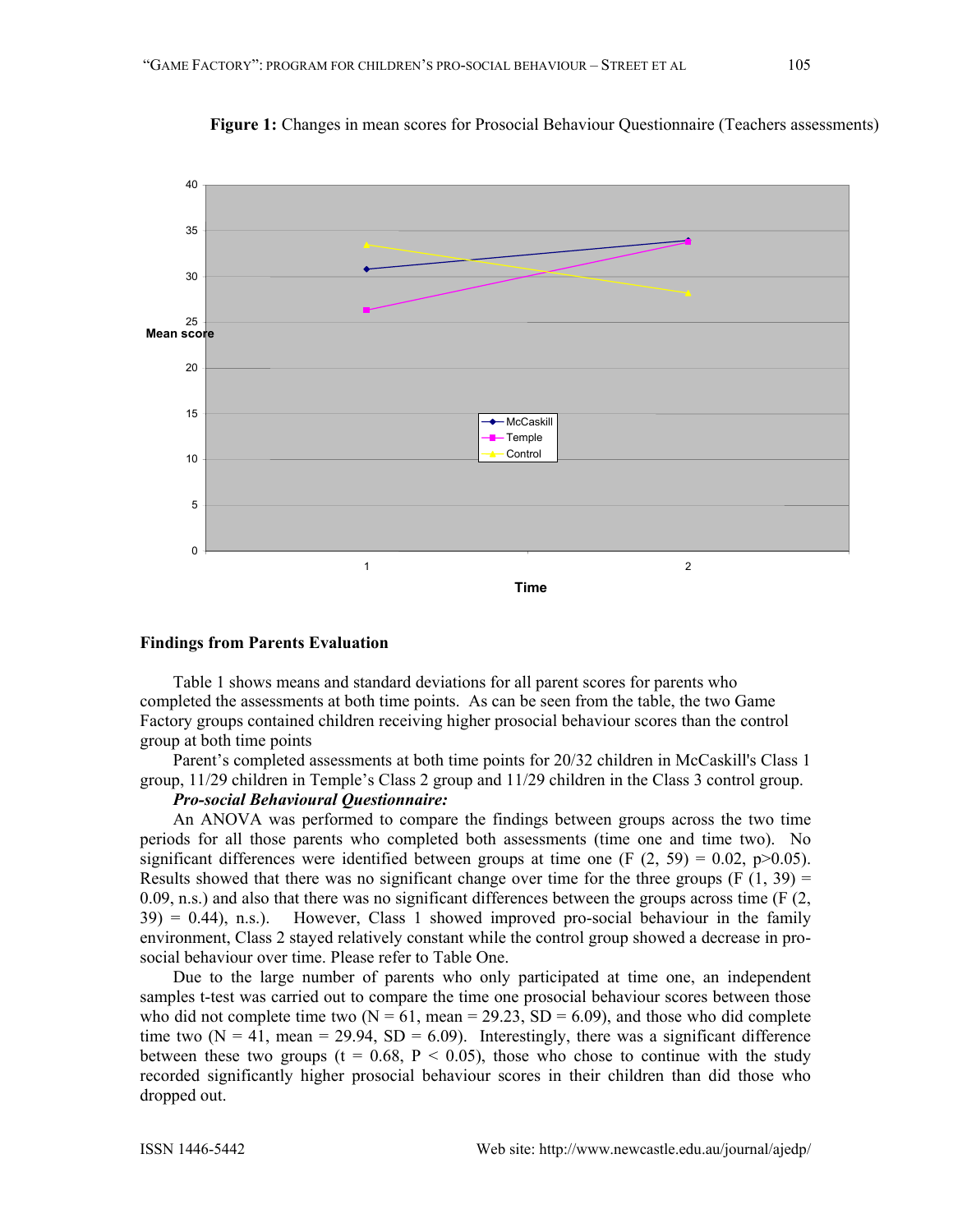**Figure 1:** Changes in mean scores for Prosocial Behaviour Questionnaire (Teachers assessments)

## Findings from Parents Evaluation

Table 1 shows means and standard deviations for all parent scores for parents who completed the assessments at both time points. As can be seen from the table, the two Game Factory groups contained children receiving higher prosocial behaviour scores than the control group at both time points

Parent's completed assessments at both time points for 20/32 children in McCaskill's Class 1 group, 11/29 children in Temple's Class 2 group and 11/29 children in the Class 3 control group.

***Pro-social Behavioural Questionnaire:***

An ANOVA was performed to compare the findings between groups across the two time periods for all those parents who completed both assessments (time one and time two). No significant differences were identified between groups at time one ($F (2, 59) = 0.02$, $p>0.05$). Results showed that there was no significant change over time for the three groups ($F (1, 39) = 0.09$, n.s.) and also that there was no significant differences between the groups across time ($F (2, 39) = 0.44$), n.s.). However, Class 1 showed improved pro-social behaviour in the family environment, Class 2 stayed relatively constant while the control group showed a decrease in pro-social behaviour over time. Please refer to Table One.

Due to the large number of parents who only participated at time one, an independent samples t-test was carried out to compare the time one prosocial behaviour scores between those who did not complete time two (N = 61, mean = 29.23, SD = 6.09), and those who did complete time two (N = 41, mean = 29.94, SD = 6.09). Interestingly, there was a significant difference between these two groups ($t = 0.68$, $P < 0.05$), those who chose to continue with the study recorded significantly higher prosocial behaviour scores in their children than did those who dropped out.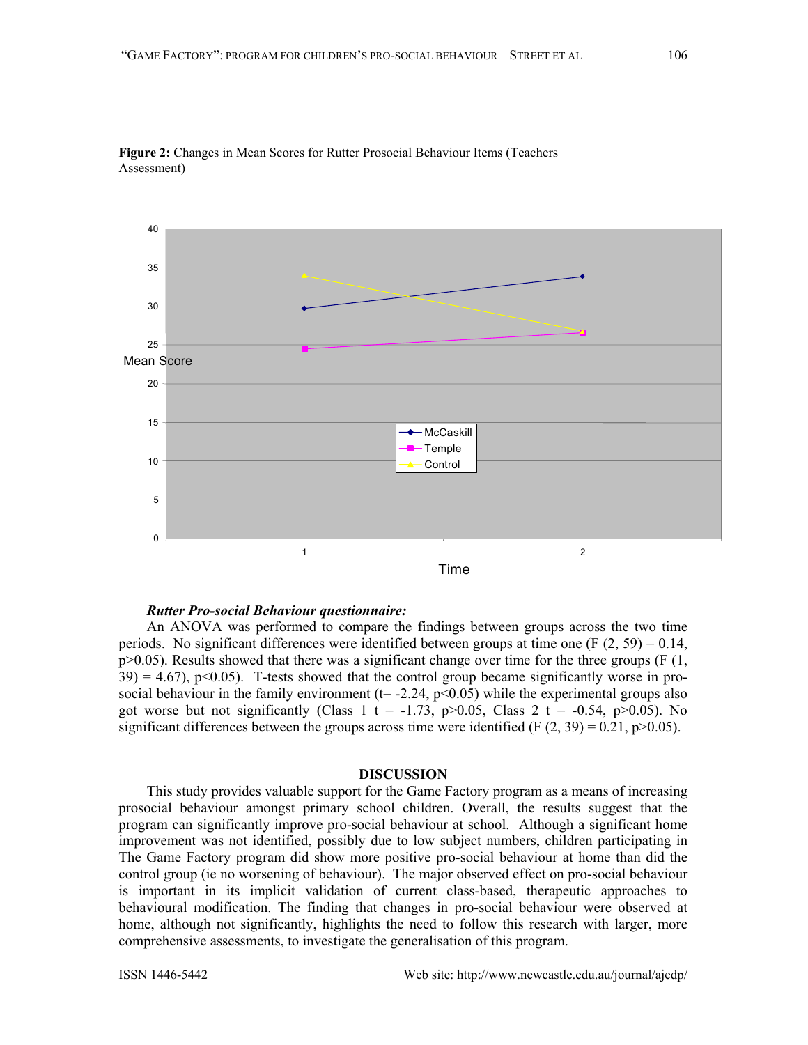**Figure 2:** Changes in Mean Scores for Rutter Prosocial Behaviour Items (Teachers Assessment)

***Rutter Pro-social Behaviour questionnaire:***

An ANOVA was performed to compare the findings between groups across the two time periods. No significant differences were identified between groups at time one ($F(2, 59) = 0.14$, $p>0.05$). Results showed that there was a significant change over time for the three groups ($F(1, 39) = 4.67$), $p<0.05$). T-tests showed that the control group became significantly worse in pro-social behaviour in the family environment ($t= -2.24$, $p<0.05$) while the experimental groups also got worse but not significantly (Class 1 $t = -1.73$, $p>0.05$, Class 2 $t = -0.54$, $p>0.05$). No significant differences between the groups across time were identified ($F(2, 39) = 0.21$, $p>0.05$).

## DISCUSSION

This study provides valuable support for the Game Factory program as a means of increasing prosocial behaviour amongst primary school children. Overall, the results suggest that the program can significantly improve pro-social behaviour at school. Although a significant home improvement was not identified, possibly due to low subject numbers, children participating in The Game Factory program did show more positive pro-social behaviour at home than did the control group (ie no worsening of behaviour). The major observed effect on pro-social behaviour is important in its implicit validation of current class-based, therapeutic approaches to behavioural modification. The finding that changes in pro-social behaviour were observed at home, although not significantly, highlights the need to follow this research with larger, more comprehensive assessments, to investigate the generalisation of this program.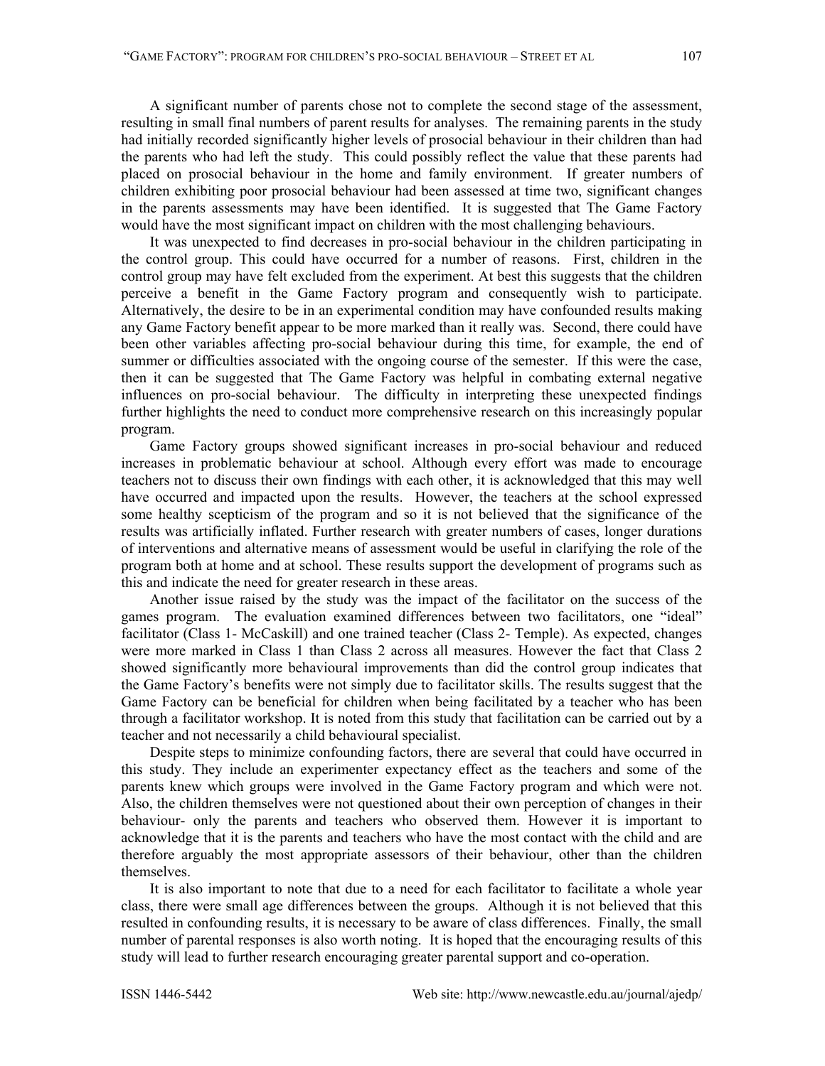A significant number of parents chose not to complete the second stage of the assessment, resulting in small final numbers of parent results for analyses. The remaining parents in the study had initially recorded significantly higher levels of prosocial behaviour in their children than had the parents who had left the study. This could possibly reflect the value that these parents had placed on prosocial behaviour in the home and family environment. If greater numbers of children exhibiting poor prosocial behaviour had been assessed at time two, significant changes in the parents assessments may have been identified. It is suggested that The Game Factory would have the most significant impact on children with the most challenging behaviours.

It was unexpected to find decreases in pro-social behaviour in the children participating in the control group. This could have occurred for a number of reasons. First, children in the control group may have felt excluded from the experiment. At best this suggests that the children perceive a benefit in the Game Factory program and consequently wish to participate. Alternatively, the desire to be in an experimental condition may have confounded results making any Game Factory benefit appear to be more marked than it really was. Second, there could have been other variables affecting pro-social behaviour during this time, for example, the end of summer or difficulties associated with the ongoing course of the semester. If this were the case, then it can be suggested that The Game Factory was helpful in combating external negative influences on pro-social behaviour. The difficulty in interpreting these unexpected findings further highlights the need to conduct more comprehensive research on this increasingly popular program.

Game Factory groups showed significant increases in pro-social behaviour and reduced increases in problematic behaviour at school. Although every effort was made to encourage teachers not to discuss their own findings with each other, it is acknowledged that this may well have occurred and impacted upon the results. However, the teachers at the school expressed some healthy scepticism of the program and so it is not believed that the significance of the results was artificially inflated. Further research with greater numbers of cases, longer durations of interventions and alternative means of assessment would be useful in clarifying the role of the program both at home and at school. These results support the development of programs such as this and indicate the need for greater research in these areas.

Another issue raised by the study was the impact of the facilitator on the success of the games program. The evaluation examined differences between two facilitators, one "ideal" facilitator (Class 1- McCaskill) and one trained teacher (Class 2- Temple). As expected, changes were more marked in Class 1 than Class 2 across all measures. However the fact that Class 2 showed significantly more behavioural improvements than did the control group indicates that the Game Factory's benefits were not simply due to facilitator skills. The results suggest that the Game Factory can be beneficial for children when being facilitated by a teacher who has been through a facilitator workshop. It is noted from this study that facilitation can be carried out by a teacher and not necessarily a child behavioural specialist.

Despite steps to minimize confounding factors, there are several that could have occurred in this study. They include an experimenter expectancy effect as the teachers and some of the parents knew which groups were involved in the Game Factory program and which were not. Also, the children themselves were not questioned about their own perception of changes in their behaviour- only the parents and teachers who observed them. However it is important to acknowledge that it is the parents and teachers who have the most contact with the child and are therefore arguably the most appropriate assessors of their behaviour, other than the children themselves.

It is also important to note that due to a need for each facilitator to facilitate a whole year class, there were small age differences between the groups. Although it is not believed that this resulted in confounding results, it is necessary to be aware of class differences. Finally, the small number of parental responses is also worth noting. It is hoped that the encouraging results of this study will lead to further research encouraging greater parental support and co-operation.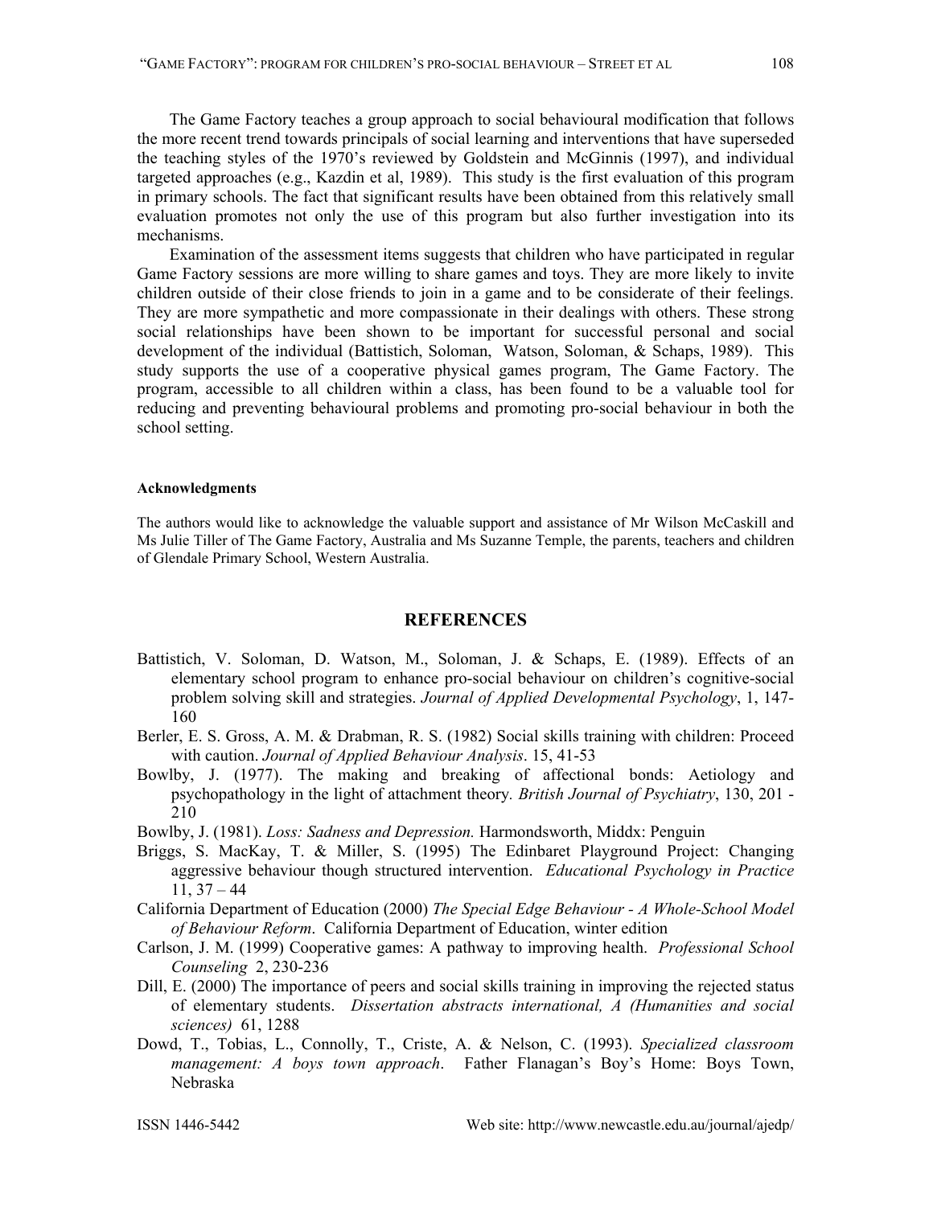The Game Factory teaches a group approach to social behavioural modification that follows the more recent trend towards principals of social learning and interventions that have superseded the teaching styles of the 1970's reviewed by Goldstein and McGinnis (1997), and individual targeted approaches (e.g., Kazdin et al, 1989). This study is the first evaluation of this program in primary schools. The fact that significant results have been obtained from this relatively small evaluation promotes not only the use of this program but also further investigation into its mechanisms.

Examination of the assessment items suggests that children who have participated in regular Game Factory sessions are more willing to share games and toys. They are more likely to invite children outside of their close friends to join in a game and to be considerate of their feelings. They are more sympathetic and more compassionate in their dealings with others. These strong social relationships have been shown to be important for successful personal and social development of the individual (Battistich, Soloman, Watson, Soloman, & Schaps, 1989). This study supports the use of a cooperative physical games program, The Game Factory. The program, accessible to all children within a class, has been found to be a valuable tool for reducing and preventing behavioural problems and promoting pro-social behaviour in both the school setting.

#### Acknowledgments

The authors would like to acknowledge the valuable support and assistance of Mr Wilson McCaskill and Ms Julie Tiller of The Game Factory, Australia and Ms Suzanne Temple, the parents, teachers and children of Glendale Primary School, Western Australia.

## REFERENCES

Battistich, V. Soloman, D. Watson, M., Soloman, J. & Schaps, E. (1989). Effects of an elementary school program to enhance pro-social behaviour on children's cognitive-social problem solving skill and strategies. *Journal of Applied Developmental Psychology*, 1, 147-160

Berler, E. S. Gross, A. M. & Drabman, R. S. (1982) Social skills training with children: Proceed with caution. *Journal of Applied Behaviour Analysis*. 15, 41-53

Bowlby, J. (1977). The making and breaking of affectional bonds: Aetiology and psychopathology in the light of attachment theory. *British Journal of Psychiatry*, 130, 201 - 210

Bowlby, J. (1981). *Loss: Sadness and Depression.* Harmondsworth, Middx: Penguin

Briggs, S. MacKay, T. & Miller, S. (1995) The Edinbaret Playground Project: Changing aggressive behaviour though structured intervention. *Educational Psychology in Practice* 11, 37 – 44

California Department of Education (2000) *The Special Edge Behaviour - A Whole-School Model of Behaviour Reform*. California Department of Education, winter edition

Carlson, J. M. (1999) Cooperative games: A pathway to improving health. *Professional School Counseling* 2, 230-236

Dill, E. (2000) The importance of peers and social skills training in improving the rejected status of elementary students. *Dissertation abstracts international, A (Humanities and social sciences)* 61, 1288

Dowd, T., Tobias, L., Connolly, T., Criste, A. & Nelson, C. (1993). *Specialized classroom management: A boys town approach*. Father Flanagan's Boy's Home: Boys Town, Nebraska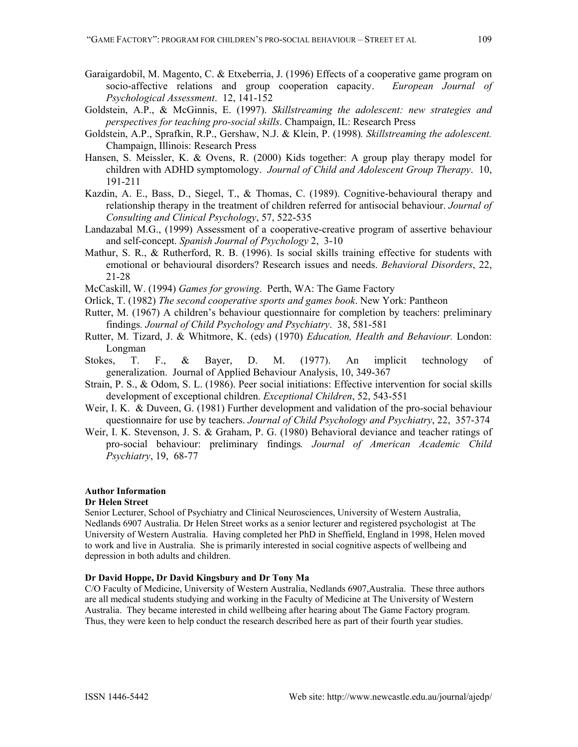Garaigardobil, M. Magento, C. & Etxeberria, J. (1996) Effects of a cooperative game program on socio-affective relations and group cooperation capacity. *European Journal of Psychological Assessment*. 12, 141-152

Goldstein, A.P., & McGinnis, E. (1997). *Skillstreaming the adolescent: new strategies and perspectives for teaching pro-social skills*. Champaign, IL: Research Press

Goldstein, A.P., Sprafkin, R.P., Gershaw, N.J. & Klein, P. (1998)*. Skillstreaming the adolescent.* Champaign, Illinois: Research Press

Hansen, S. Meissler, K. & Ovens, R. (2000) Kids together: A group play therapy model for children with ADHD symptomology. *Journal of Child and Adolescent Group Therapy*. 10, 191-211

Kazdin, A. E., Bass, D., Siegel, T., & Thomas, C. (1989). Cognitive-behavioural therapy and relationship therapy in the treatment of children referred for antisocial behaviour. *Journal of Consulting and Clinical Psychology*, 57, 522-535

Landazabal M.G., (1999) Assessment of a cooperative-creative program of assertive behaviour and self-concept. *Spanish Journal of Psychology* 2, 3-10

Mathur, S. R., & Rutherford, R. B. (1996). Is social skills training effective for students with emotional or behavioural disorders? Research issues and needs. *Behavioral Disorders*, 22, 21-28

McCaskill, W. (1994) *Games for growing*. Perth, WA: The Game Factory

Orlick, T. (1982) *The second cooperative sports and games book*. New York: Pantheon

Rutter, M. (1967) A children's behaviour questionnaire for completion by teachers: preliminary findings*. Journal of Child Psychology and Psychiatry*. 38, 581-581

Rutter, M. Tizard, J. & Whitmore, K. (eds) (1970) *Education, Health and Behaviour.* London: Longman

Stokes, T. F., & Bayer, D. M. (1977). An implicit technology of generalization. Journal of Applied Behaviour Analysis, 10, 349-367

Strain, P. S., & Odom, S. L. (1986). Peer social initiations: Effective intervention for social skills development of exceptional children. *Exceptional Children*, 52, 543-551

Weir, I. K. & Duveen, G. (1981) Further development and validation of the pro-social behaviour questionnaire for use by teachers. *Journal of Child Psychology and Psychiatry*, 22, 357-374

Weir, I. K. Stevenson, J. S. & Graham, P. G. (1980) Behavioral deviance and teacher ratings of pro-social behaviour: preliminary findings*. Journal of American Academic Child Psychiatry*, 19, 68-77

**Author Information**

**Dr Helen Street**

Senior Lecturer, School of Psychiatry and Clinical Neurosciences, University of Western Australia, Nedlands 6907 Australia. Dr Helen Street works as a senior lecturer and registered psychologist at The University of Western Australia. Having completed her PhD in Sheffield, England in 1998, Helen moved to work and live in Australia. She is primarily interested in social cognitive aspects of wellbeing and depression in both adults and children.

**Dr David Hoppe, Dr David Kingsbury and Dr Tony Ma**

C/O Faculty of Medicine, University of Western Australia, Nedlands 6907,Australia. These three authors are all medical students studying and working in the Faculty of Medicine at The University of Western Australia. They became interested in child wellbeing after hearing about The Game Factory program. Thus, they were keen to help conduct the research described here as part of their fourth year studies.